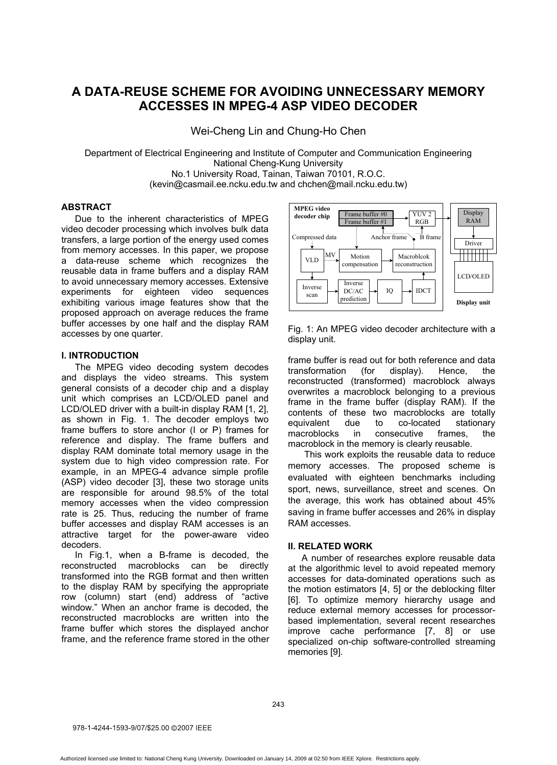# A DATA-REUSE SCHEME FOR AVOIDING UNNECESSARY MEMORY ACCESSES IN MPEG-4 ASP VIDEO DECODER

Wei-Cheng Lin and Chung-Ho Chen

Department of Electrical Engineering and Institute of Computer and Communication Engineering
National Cheng-Kung University
No.1 University Road, Tainan, Taiwan 70101, R.O.C.
(kevin@casmail.ee.ncku.edu.tw and chchen@mail.ncku.edu.tw)

## ABSTRACT

Due to the inherent characteristics of MPEG video decoder processing which involves bulk data transfers, a large portion of the energy used comes from memory accesses. In this paper, we propose a data-reuse scheme which recognizes the reusable data in frame buffers and a display RAM to avoid unnecessary memory accesses. Extensive experiments for eighteen video sequences exhibiting various image features show that the proposed approach on average reduces the frame buffer accesses by one half and the display RAM accesses by one quarter.

## I. INTRODUCTION

The MPEG video decoding system decodes and displays the video streams. This system general consists of a decoder chip and a display unit which comprises an LCD/OLED panel and LCD/OLED driver with a built-in display RAM [1, 2], as shown in Fig. 1. The decoder employs two frame buffers to store anchor (I or P) frames for reference and display. The frame buffers and display RAM dominate total memory usage in the system due to high video compression rate. For example, in an MPEG-4 advance simple profile (ASP) video decoder [3], these two storage units are responsible for around 98.5% of the total memory accesses when the video compression rate is 25. Thus, reducing the number of frame buffer accesses and display RAM accesses is an attractive target for the power-aware video decoders.

In Fig.1, when a B-frame is decoded, the reconstructed macroblocks can be directly transformed into the RGB format and then written to the display RAM by specifying the appropriate row (column) start (end) address of "active window." When an anchor frame is decoded, the reconstructed macroblocks are written into the frame buffer which stores the displayed anchor frame, and the reference frame stored in the other frame buffer is read out for both reference and data transformation (for display). Hence, the reconstructed (transformed) macroblock always overwrites a macroblock belonging to a previous frame in the frame buffer (display RAM). If the contents of these two macroblocks are totally equivalent due to co-located stationary macroblocks in consecutive frames, the macroblock in the memory is clearly reusable.

Fig. 1: An MPEG video decoder architecture with a display unit.

This work exploits the reusable data to reduce memory accesses. The proposed scheme is evaluated with eighteen benchmarks including sport, news, surveillance, street and scenes. On the average, this work has obtained about 45% saving in frame buffer accesses and 26% in display RAM accesses.

## II. RELATED WORK

A number of researches explore reusable data at the algorithmic level to avoid repeated memory accesses for data-dominated operations such as the motion estimators [4, 5] or the deblocking filter [6]. To optimize memory hierarchy usage and reduce external memory accesses for processor-based implementation, several recent researches improve cache performance [7, 8] or use specialized on-chip software-controlled streaming memories [9].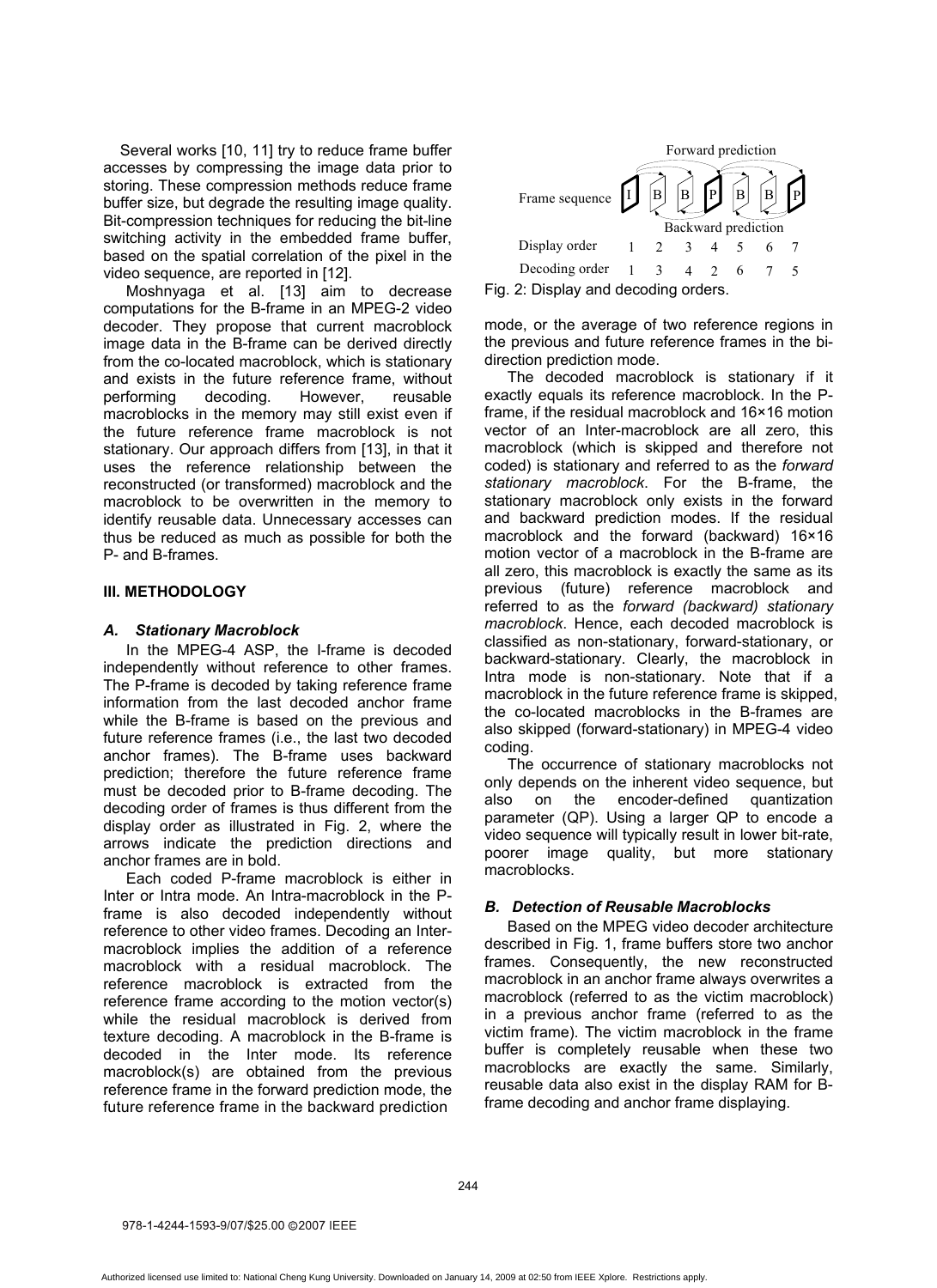Several works [10, 11] try to reduce frame buffer accesses by compressing the image data prior to storing. These compression methods reduce frame buffer size, but degrade the resulting image quality. Bit-compression techniques for reducing the bit-line switching activity in the embedded frame buffer, based on the spatial correlation of the pixel in the video sequence, are reported in [12].

Moshnyaga et al. [13] aim to decrease computations for the B-frame in an MPEG-2 video decoder. They propose that current macroblock image data in the B-frame can be derived directly from the co-located macroblock, which is stationary and exists in the future reference frame, without performing decoding. However, reusable macroblocks in the memory may still exist even if the future reference frame macroblock is not stationary. Our approach differs from [13], in that it uses the reference relationship between the reconstructed (or transformed) macroblock and the macroblock to be overwritten in the memory to identify reusable data. Unnecessary accesses can thus be reduced as much as possible for both the P- and B-frames.

## III. METHODOLOGY

### *A. Stationary Macroblock*

In the MPEG-4 ASP, the I-frame is decoded independently without reference to other frames. The P-frame is decoded by taking reference frame information from the last decoded anchor frame while the B-frame is based on the previous and future reference frames (i.e., the last two decoded anchor frames). The B-frame uses backward prediction; therefore the future reference frame must be decoded prior to B-frame decoding. The decoding order of frames is thus different from the display order as illustrated in Fig. 2, where the arrows indicate the prediction directions and anchor frames are in bold.

Each coded P-frame macroblock is either in Inter or Intra mode. An Intra-macroblock in the P-frame is also decoded independently without reference to other video frames. Decoding an Inter-macroblock implies the addition of a reference macroblock with a residual macroblock. The reference macroblock is extracted from the reference frame according to the motion vector(s) while the residual macroblock is derived from texture decoding. A macroblock in the B-frame is decoded in the Inter mode. Its reference macroblock(s) are obtained from the previous reference frame in the forward prediction mode, the future reference frame in the backward prediction mode, or the average of two reference regions in the previous and future reference frames in the bi-direction prediction mode.

| | | | | | | | |
|---|---|---|---|---|---|---|---|
| Frame sequence | I | B | B | P | B | B | P |
| Display order | 1 | 2 | 3 | 4 | 5 | 6 | 7 |
| Decoding order | 1 | 3 | 4 | 2 | 6 | 7 | 5 |

(Forward prediction / Backward prediction)

Fig. 2: Display and decoding orders.

The decoded macroblock is stationary if it exactly equals its reference macroblock. In the P-frame, if the residual macroblock and 16×16 motion vector of an Inter-macroblock are all zero, this macroblock (which is skipped and therefore not coded) is stationary and referred to as the *forward stationary macroblock*. For the B-frame, the stationary macroblock only exists in the forward and backward prediction modes. If the residual macroblock and the forward (backward) 16×16 motion vector of a macroblock in the B-frame are all zero, this macroblock is exactly the same as its previous (future) reference macroblock and referred to as the *forward (backward) stationary macroblock*. Hence, each decoded macroblock is classified as non-stationary, forward-stationary, or backward-stationary. Clearly, the macroblock in Intra mode is non-stationary. Note that if a macroblock in the future reference frame is skipped, the co-located macroblocks in the B-frames are also skipped (forward-stationary) in MPEG-4 video coding.

The occurrence of stationary macroblocks not only depends on the inherent video sequence, but also on the encoder-defined quantization parameter (QP). Using a larger QP to encode a video sequence will typically result in lower bit-rate, poorer image quality, but more stationary macroblocks.

### *B. Detection of Reusable Macroblocks*

Based on the MPEG video decoder architecture described in Fig. 1, frame buffers store two anchor frames. Consequently, the new reconstructed macroblock in an anchor frame always overwrites a macroblock (referred to as the victim macroblock) in a previous anchor frame (referred to as the victim frame). The victim macroblock in the frame buffer is completely reusable when these two macroblocks are exactly the same. Similarly, reusable data also exist in the display RAM for B-frame decoding and anchor frame displaying.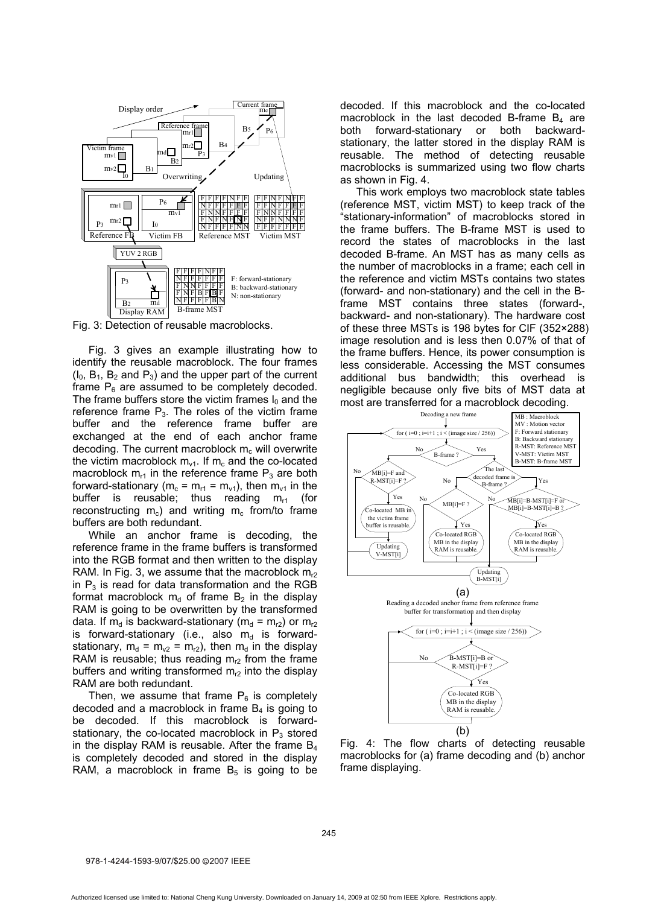Fig. 3: Detection of reusable macroblocks.

Fig. 3 gives an example illustrating how to identify the reusable macroblock. The four frames ($I_0$, $B_1$, $B_2$ and $P_3$) and the upper part of the current frame $P_6$ are assumed to be completely decoded. The frame buffers store the victim frames $I_0$ and the reference frame $P_3$. The roles of the victim frame buffer and the reference frame buffer are exchanged at the end of each anchor frame decoding. The current macroblock $m_c$ will overwrite the victim macroblock $m_{v1}$. If $m_c$ and the co-located macroblock $m_{r1}$ in the reference frame $P_3$ are both forward-stationary ($m_c = m_{r1} = m_{v1}$), then $m_{v1}$ in the buffer is reusable; thus reading $m_{r1}$ (for reconstructing $m_c$) and writing $m_c$ from/to frame buffers are both redundant.

While an anchor frame is decoding, the reference frame in the frame buffers is transformed into the RGB format and then written to the display RAM. In Fig. 3, we assume that the macroblock $m_{r2}$ in $P_3$ is read for data transformation and the RGB format macroblock $m_d$ of frame $B_2$ in the display RAM is going to be overwritten by the transformed data. If $m_d$ is backward-stationary ($m_d = m_{r2}$) or $m_{r2}$ is forward-stationary (i.e., also $m_d$ is forward-stationary, $m_d = m_{v2} = m_{r2}$), then $m_d$ in the display RAM is reusable; thus reading $m_{r2}$ from the frame buffers and writing transformed $m_{r2}$ into the display RAM are both redundant.

Then, we assume that frame $P_6$ is completely decoded and a macroblock in frame $B_4$ is going to be decoded. If this macroblock is forward-stationary, the co-located macroblock in $P_3$ stored in the display RAM is reusable. After the frame $B_4$ is completely decoded and stored in the display RAM, a macroblock in frame $B_5$ is going to be decoded. If this macroblock and the co-located macroblock in the last decoded B-frame $B_4$ are both forward-stationary or both backward-stationary, the latter stored in the display RAM is reusable. The method of detecting reusable macroblocks is summarized using two flow charts as shown in Fig. 4.

This work employs two macroblock state tables (reference MST, victim MST) to keep track of the "stationary-information" of macroblocks stored in the frame buffers. The B-frame MST is used to record the states of macroblocks in the last decoded B-frame. An MST has as many cells as the number of macroblocks in a frame; each cell in the reference and victim MSTs contains two states (forward- and non-stationary) and the cell in the B-frame MST contains three states (forward-, backward- and non-stationary). The hardware cost of these three MSTs is 198 bytes for CIF (352×288) image resolution and is less then 0.07% of that of the frame buffers. Hence, its power consumption is less considerable. Accessing the MST consumes additional bus bandwidth; this overhead is negligible because only five bits of MST data at most are transferred for a macroblock decoding.

Fig. 4: The flow charts of detecting reusable macroblocks for (a) frame decoding and (b) anchor frame displaying.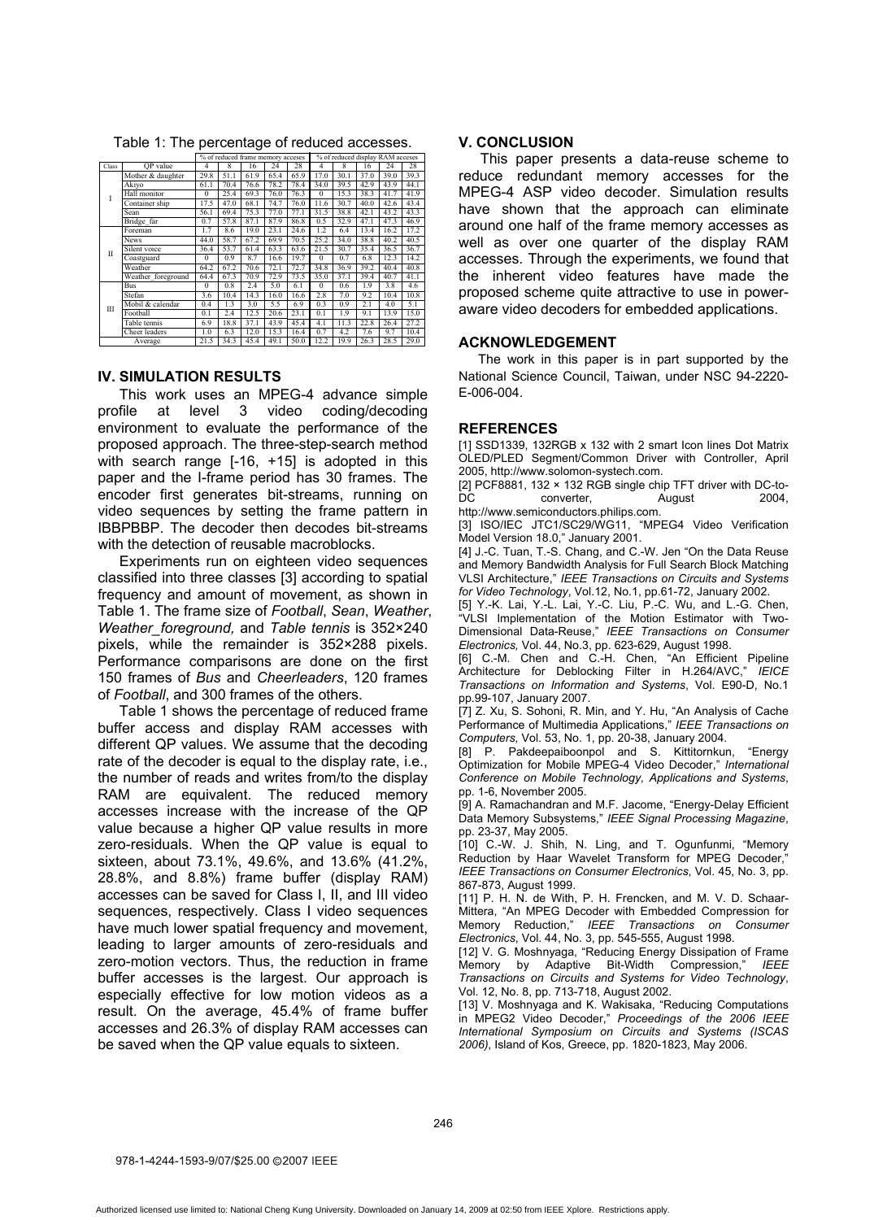Table 1: The percentage of reduced accesses.

| | | % of reduced frame memory acceses | | | | | % of reduced display RAM acceses | | | | |
|---|---|---|---|---|---|---|---|---|---|---|---|
| Class | QP value | 4 | 8 | 16 | 24 | 28 | 4 | 8 | 16 | 24 | 28 |
| I | Mother & daughter | 29.8 | 51.1 | 61.9 | 65.4 | 65.9 | 17.0 | 30.1 | 37.0 | 39.0 | 39.3 |
| | Akiyo | 61.1 | 70.4 | 76.6 | 78.2 | 78.4 | 34.0 | 39.5 | 42.9 | 43.9 | 44.1 |
| | Hall monitor | 0 | 25.4 | 69.3 | 76.0 | 76.3 | 0 | 15.3 | 38.3 | 41.7 | 41.9 |
| | Container ship | 17.5 | 47.0 | 68.1 | 74.7 | 76.0 | 11.6 | 30.7 | 40.0 | 42.6 | 43.4 |
| | Sean | 56.1 | 69.4 | 75.3 | 77.0 | 77.1 | 31.5 | 38.8 | 42.1 | 43.2 | 43.3 |
| | Bridge_far | 0.7 | 57.8 | 87.1 | 87.9 | 86.8 | 0.5 | 32.9 | 47.1 | 47.3 | 46.9 |
| II | Foreman | 1.7 | 8.6 | 19.0 | 23.1 | 24.6 | 1.2 | 6.4 | 13.4 | 16.2 | 17.2 |
| | News | 44.0 | 58.7 | 67.2 | 69.9 | 70.5 | 25.2 | 34.0 | 38.8 | 40.2 | 40.5 |
| | Silent voice | 36.4 | 53.7 | 61.4 | 63.3 | 63.6 | 21.5 | 30.7 | 35.4 | 36.5 | 36.7 |
| | Coastguard | 0 | 0.9 | 8.7 | 16.6 | 19.7 | 0 | 0.7 | 6.8 | 12.3 | 14.2 |
| | Weather | 64.2 | 67.2 | 70.6 | 72.1 | 72.7 | 34.8 | 36.9 | 39.2 | 40.4 | 40.8 |
| | Weather_foreground | 64.4 | 67.3 | 70.9 | 72.9 | 73.5 | 35.0 | 37.1 | 39.4 | 40.7 | 41.1 |
| III | Bus | 0 | 0.8 | 2.4 | 5.0 | 6.1 | 0 | 0.6 | 1.9 | 3.8 | 4.6 |
| | Stefan | 3.6 | 10.4 | 14.3 | 16.0 | 16.6 | 2.8 | 7.0 | 9.2 | 10.4 | 10.8 |
| | Mobil & calendar | 0.4 | 1.3 | 3.0 | 5.5 | 6.9 | 0.3 | 0.9 | 2.1 | 4.0 | 5.1 |
| | Football | 0.1 | 2.4 | 12.5 | 20.6 | 23.1 | 0.1 | 1.9 | 9.1 | 13.9 | 15.0 |
| | Table tennis | 6.9 | 18.8 | 37.1 | 43.9 | 45.4 | 4.1 | 11.3 | 22.8 | 26.4 | 27.2 |
| | Cheer leaders | 1.0 | 6.3 | 12.0 | 15.3 | 16.4 | 0.7 | 4.2 | 7.6 | 9.7 | 10.4 |
| Average | | 21.5 | 34.3 | 45.4 | 49.1 | 50.0 | 12.2 | 19.9 | 26.3 | 28.5 | 29.0 |

## IV. SIMULATION RESULTS

This work uses an MPEG-4 advance simple profile at level 3 video coding/decoding environment to evaluate the performance of the proposed approach. The three-step-search method with search range [-16, +15] is adopted in this paper and the I-frame period has 30 frames. The encoder first generates bit-streams, running on video sequences by setting the frame pattern in IBBPBBP. The decoder then decodes bit-streams with the detection of reusable macroblocks.

Experiments run on eighteen video sequences classified into three classes [3] according to spatial frequency and amount of movement, as shown in Table 1. The frame size of *Football*, *Sean*, *Weather*, *Weather_foreground,* and *Table tennis* is 352×240 pixels, while the remainder is 352×288 pixels. Performance comparisons are done on the first 150 frames of *Bus* and *Cheerleaders*, 120 frames of *Football*, and 300 frames of the others.

Table 1 shows the percentage of reduced frame buffer access and display RAM accesses with different QP values. We assume that the decoding rate of the decoder is equal to the display rate, i.e., the number of reads and writes from/to the display RAM are equivalent. The reduced memory accesses increase with the increase of the QP value because a higher QP value results in more zero-residuals. When the QP value is equal to sixteen, about 73.1%, 49.6%, and 13.6% (41.2%, 28.8%, and 8.8%) frame buffer (display RAM) accesses can be saved for Class I, II, and III video sequences, respectively. Class I video sequences have much lower spatial frequency and movement, leading to larger amounts of zero-residuals and zero-motion vectors. Thus, the reduction in frame buffer accesses is the largest. Our approach is especially effective for low motion videos as a result. On the average, 45.4% of frame buffer accesses and 26.3% of display RAM accesses can be saved when the QP value equals to sixteen.

## V. CONCLUSION

This paper presents a data-reuse scheme to reduce redundant memory accesses for the MPEG-4 ASP video decoder. Simulation results have shown that the approach can eliminate around one half of the frame memory accesses as well as over one quarter of the display RAM accesses. Through the experiments, we found that the inherent video features have made the proposed scheme quite attractive to use in power-aware video decoders for embedded applications.

## ACKNOWLEDGEMENT

The work in this paper is in part supported by the National Science Council, Taiwan, under NSC 94-2220-E-006-004.

## REFERENCES

[1] SSD1339, 132RGB x 132 with 2 smart Icon lines Dot Matrix OLED/PLED Segment/Common Driver with Controller, April 2005, http://www.solomon-systech.com.

[2] PCF8881, 132 × 132 RGB single chip TFT driver with DC-to-DC converter, August 2004, http://www.semiconductors.philips.com.

[3] ISO/IEC JTC1/SC29/WG11, "MPEG4 Video Verification Model Version 18.0," January 2001.

[4] J.-C. Tuan, T.-S. Chang, and C.-W. Jen "On the Data Reuse and Memory Bandwidth Analysis for Full Search Block Matching VLSI Architecture," *IEEE Transactions on Circuits and Systems for Video Technology*, Vol.12, No.1, pp.61-72, January 2002.

[5] Y.-K. Lai, Y.-L. Lai, Y.-C. Liu, P.-C. Wu, and L.-G. Chen, "VLSI Implementation of the Motion Estimator with Two-Dimensional Data-Reuse," *IEEE Transactions on Consumer Electronics,* Vol. 44, No.3, pp. 623-629, August 1998.

[6] C.-M. Chen and C.-H. Chen, "An Efficient Pipeline Architecture for Deblocking Filter in H.264/AVC," *IEICE Transactions on Information and Systems*, Vol. E90-D, No.1 pp.99-107, January 2007.

[7] Z. Xu, S. Sohoni, R. Min, and Y. Hu, "An Analysis of Cache Performance of Multimedia Applications," *IEEE Transactions on Computers,* Vol. 53, No. 1, pp. 20-38, January 2004.

[8] P. Pakdeepaiboonpol and S. Kittitornkun, "Energy Optimization for Mobile MPEG-4 Video Decoder," *International Conference on Mobile Technology, Applications and Systems*, pp. 1-6, November 2005.

[9] A. Ramachandran and M.F. Jacome, "Energy-Delay Efficient Data Memory Subsystems," *IEEE Signal Processing Magazine*, pp. 23-37, May 2005.

[10] C.-W. J. Shih, N. Ling, and T. Ogunfunmi, "Memory Reduction by Haar Wavelet Transform for MPEG Decoder," *IEEE Transactions on Consumer Electronics*, Vol. 45, No. 3, pp. 867-873, August 1999.

[11] P. H. N. de With, P. H. Frencken, and M. V. D. Schaar-Mittera, "An MPEG Decoder with Embedded Compression for Memory Reduction," *IEEE Transactions on Consumer Electronics*, Vol. 44, No. 3, pp. 545-555, August 1998.

[12] V. G. Moshnyaga, "Reducing Energy Dissipation of Frame Memory by Adaptive Bit-Width Compression," *IEEE Transactions on Circuits and Systems for Video Technology*, Vol. 12, No. 8, pp. 713-718, August 2002.

[13] V. Moshnyaga and K. Wakisaka, "Reducing Computations in MPEG2 Video Decoder," *Proceedings of the 2006 IEEE International Symposium on Circuits and Systems (ISCAS 2006)*, Island of Kos, Greece, pp. 1820-1823, May 2006.